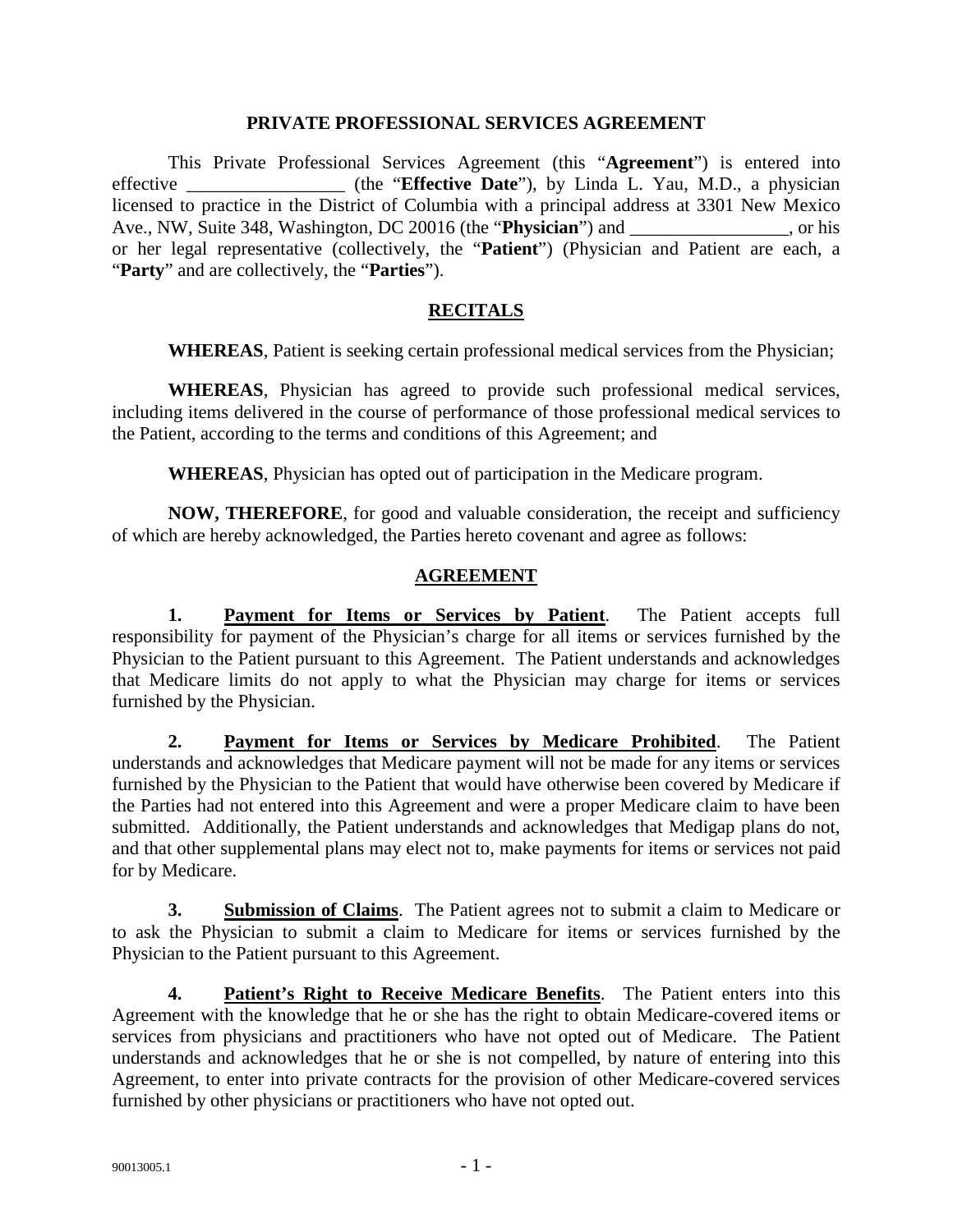# PRIVATE PROFESSIONAL SERVICES AGREEMENT

This Private Professional Services Agreement (this "**Agreement**") is entered into effective _________________ (the "**Effective Date**"), by Linda L. Yau, M.D., a physician licensed to practice in the District of Columbia with a principal address at 3301 New Mexico Ave., NW, Suite 348, Washington, DC 20016 (the "**Physician**") and _________________, or his or her legal representative (collectively, the "**Patient**") (Physician and Patient are each, a "**Party**" and are collectively, the "**Parties**").

## RECITALS

**WHEREAS**, Patient is seeking certain professional medical services from the Physician;

**WHEREAS**, Physician has agreed to provide such professional medical services, including items delivered in the course of performance of those professional medical services to the Patient, according to the terms and conditions of this Agreement; and

**WHEREAS**, Physician has opted out of participation in the Medicare program.

**NOW, THEREFORE**, for good and valuable consideration, the receipt and sufficiency of which are hereby acknowledged, the Parties hereto covenant and agree as follows:

## AGREEMENT

**1. Payment for Items or Services by Patient**. The Patient accepts full responsibility for payment of the Physician's charge for all items or services furnished by the Physician to the Patient pursuant to this Agreement. The Patient understands and acknowledges that Medicare limits do not apply to what the Physician may charge for items or services furnished by the Physician.

**2. Payment for Items or Services by Medicare Prohibited**. The Patient understands and acknowledges that Medicare payment will not be made for any items or services furnished by the Physician to the Patient that would have otherwise been covered by Medicare if the Parties had not entered into this Agreement and were a proper Medicare claim to have been submitted. Additionally, the Patient understands and acknowledges that Medigap plans do not, and that other supplemental plans may elect not to, make payments for items or services not paid for by Medicare.

**3. Submission of Claims**. The Patient agrees not to submit a claim to Medicare or to ask the Physician to submit a claim to Medicare for items or services furnished by the Physician to the Patient pursuant to this Agreement.

**4. Patient's Right to Receive Medicare Benefits**. The Patient enters into this Agreement with the knowledge that he or she has the right to obtain Medicare-covered items or services from physicians and practitioners who have not opted out of Medicare. The Patient understands and acknowledges that he or she is not compelled, by nature of entering into this Agreement, to enter into private contracts for the provision of other Medicare-covered services furnished by other physicians or practitioners who have not opted out.

90013005.1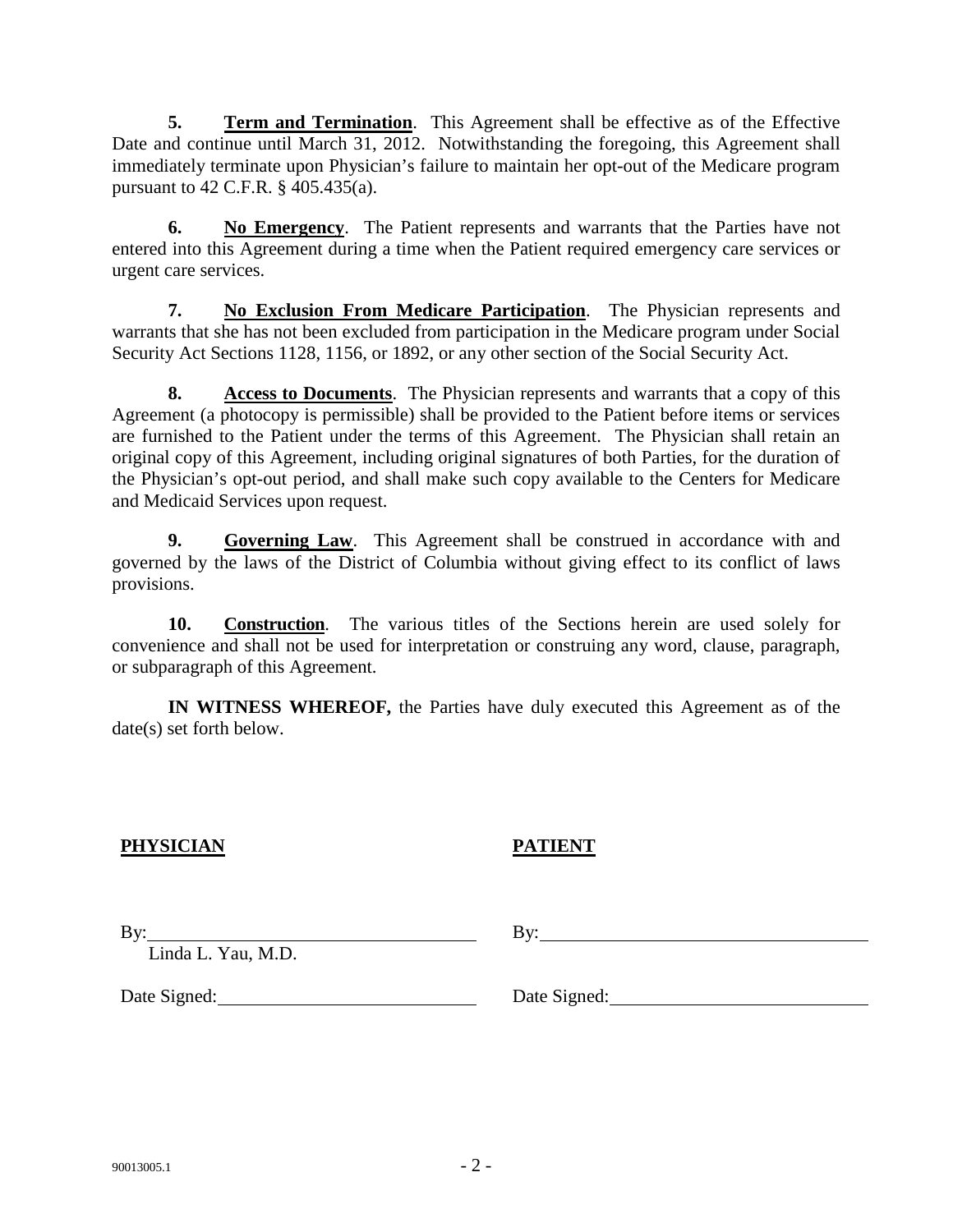**5.** **Term and Termination**. This Agreement shall be effective as of the Effective Date and continue until March 31, 2012. Notwithstanding the foregoing, this Agreement shall immediately terminate upon Physician's failure to maintain her opt-out of the Medicare program pursuant to 42 C.F.R. § 405.435(a).

**6.** **No Emergency**. The Patient represents and warrants that the Parties have not entered into this Agreement during a time when the Patient required emergency care services or urgent care services.

**7.** **No Exclusion From Medicare Participation**. The Physician represents and warrants that she has not been excluded from participation in the Medicare program under Social Security Act Sections 1128, 1156, or 1892, or any other section of the Social Security Act.

**8.** **Access to Documents**. The Physician represents and warrants that a copy of this Agreement (a photocopy is permissible) shall be provided to the Patient before items or services are furnished to the Patient under the terms of this Agreement. The Physician shall retain an original copy of this Agreement, including original signatures of both Parties, for the duration of the Physician's opt-out period, and shall make such copy available to the Centers for Medicare and Medicaid Services upon request.

**9.** **Governing Law**. This Agreement shall be construed in accordance with and governed by the laws of the District of Columbia without giving effect to its conflict of laws provisions.

**10.** **Construction**. The various titles of the Sections herein are used solely for convenience and shall not be used for interpretation or construing any word, clause, paragraph, or subparagraph of this Agreement.

**IN WITNESS WHEREOF,** the Parties have duly executed this Agreement as of the date(s) set forth below.

**PHYSICIAN**

By: ______________________________
Linda L. Yau, M.D.

Date Signed: ______________________

**PATIENT**

By: ______________________________

Date Signed: ______________________

90013005.1